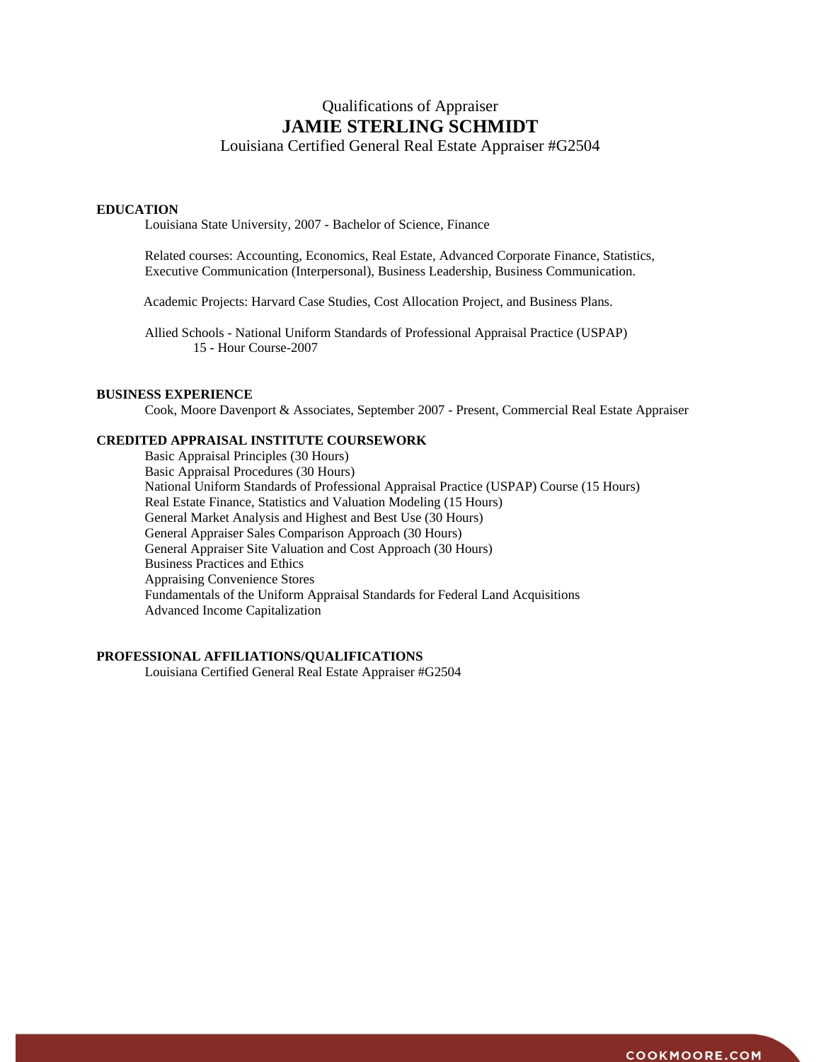Qualifications of Appraiser

# JAMIE STERLING SCHMIDT

Louisiana Certified General Real Estate Appraiser #G2504

**EDUCATION**

Louisiana State University, 2007 - Bachelor of Science, Finance

Related courses: Accounting, Economics, Real Estate, Advanced Corporate Finance, Statistics, Executive Communication (Interpersonal), Business Leadership, Business Communication.

Academic Projects: Harvard Case Studies, Cost Allocation Project, and Business Plans.

Allied Schools - National Uniform Standards of Professional Appraisal Practice (USPAP)
15 - Hour Course-2007

**BUSINESS EXPERIENCE**

Cook, Moore Davenport & Associates, September 2007 - Present, Commercial Real Estate Appraiser

**CREDITED APPRAISAL INSTITUTE COURSEWORK**

Basic Appraisal Principles (30 Hours)
Basic Appraisal Procedures (30 Hours)
National Uniform Standards of Professional Appraisal Practice (USPAP) Course (15 Hours)
Real Estate Finance, Statistics and Valuation Modeling (15 Hours)
General Market Analysis and Highest and Best Use (30 Hours)
General Appraiser Sales Comparison Approach (30 Hours)
General Appraiser Site Valuation and Cost Approach (30 Hours)
Business Practices and Ethics
Appraising Convenience Stores
Fundamentals of the Uniform Appraisal Standards for Federal Land Acquisitions
Advanced Income Capitalization

**PROFESSIONAL AFFILIATIONS/QUALIFICATIONS**

Louisiana Certified General Real Estate Appraiser #G2504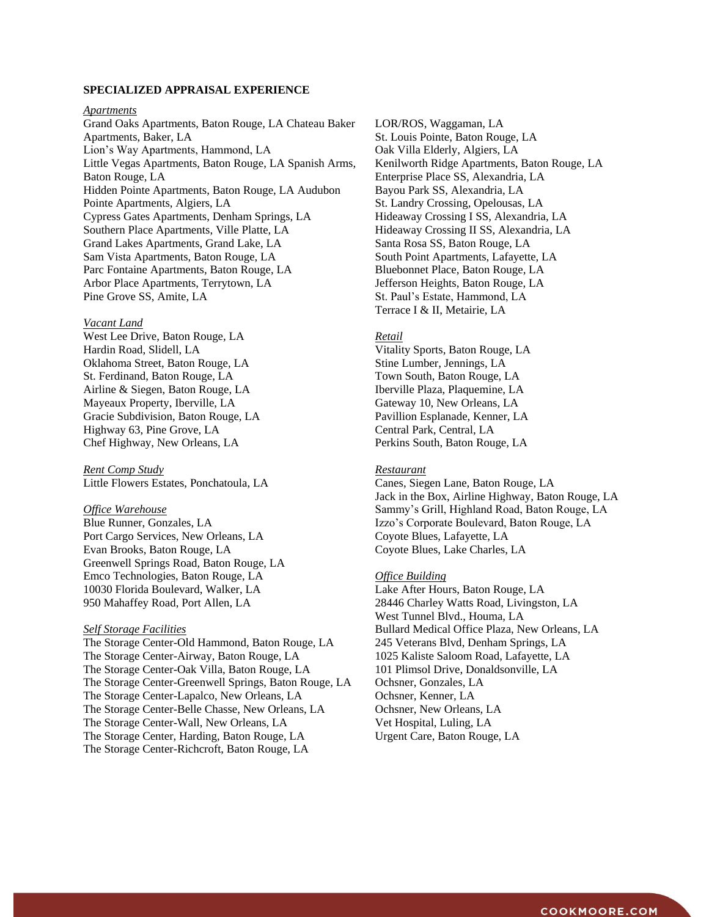**SPECIALIZED APPRAISAL EXPERIENCE**

*Apartments*

Grand Oaks Apartments, Baton Rouge, LA Chateau Baker Apartments, Baker, LA
Lion's Way Apartments, Hammond, LA
Little Vegas Apartments, Baton Rouge, LA Spanish Arms, Baton Rouge, LA
Hidden Pointe Apartments, Baton Rouge, LA Audubon Pointe Apartments, Algiers, LA
Cypress Gates Apartments, Denham Springs, LA
Southern Place Apartments, Ville Platte, LA
Grand Lakes Apartments, Grand Lake, LA
Sam Vista Apartments, Baton Rouge, LA
Parc Fontaine Apartments, Baton Rouge, LA
Arbor Place Apartments, Terrytown, LA
Pine Grove SS, Amite, LA
LOR/ROS, Waggaman, LA
St. Louis Pointe, Baton Rouge, LA
Oak Villa Elderly, Algiers, LA
Kenilworth Ridge Apartments, Baton Rouge, LA
Enterprise Place SS, Alexandria, LA
Bayou Park SS, Alexandria, LA
St. Landry Crossing, Opelousas, LA
Hideaway Crossing I SS, Alexandria, LA
Hideaway Crossing II SS, Alexandria, LA
Santa Rosa SS, Baton Rouge, LA
South Point Apartments, Lafayette, LA
Bluebonnet Place, Baton Rouge, LA
Jefferson Heights, Baton Rouge, LA
St. Paul's Estate, Hammond, LA
Terrace I & II, Metairie, LA

*Vacant Land*

West Lee Drive, Baton Rouge, LA
Hardin Road, Slidell, LA
Oklahoma Street, Baton Rouge, LA
St. Ferdinand, Baton Rouge, LA
Airline & Siegen, Baton Rouge, LA
Mayeaux Property, Iberville, LA
Gracie Subdivision, Baton Rouge, LA
Highway 63, Pine Grove, LA
Chef Highway, New Orleans, LA

*Rent Comp Study*

Little Flowers Estates, Ponchatoula, LA

*Office Warehouse*

Blue Runner, Gonzales, LA
Port Cargo Services, New Orleans, LA
Evan Brooks, Baton Rouge, LA
Greenwell Springs Road, Baton Rouge, LA
Emco Technologies, Baton Rouge, LA
10030 Florida Boulevard, Walker, LA
950 Mahaffey Road, Port Allen, LA

*Self Storage Facilities*

The Storage Center-Old Hammond, Baton Rouge, LA
The Storage Center-Airway, Baton Rouge, LA
The Storage Center-Oak Villa, Baton Rouge, LA
The Storage Center-Greenwell Springs, Baton Rouge, LA
The Storage Center-Lapalco, New Orleans, LA
The Storage Center-Belle Chasse, New Orleans, LA
The Storage Center-Wall, New Orleans, LA
The Storage Center, Harding, Baton Rouge, LA
The Storage Center-Richcroft, Baton Rouge, LA

*Retail*

Vitality Sports, Baton Rouge, LA
Stine Lumber, Jennings, LA
Town South, Baton Rouge, LA
Iberville Plaza, Plaquemine, LA
Gateway 10, New Orleans, LA
Pavillion Esplanade, Kenner, LA
Central Park, Central, LA
Perkins South, Baton Rouge, LA

*Restaurant*

Canes, Siegen Lane, Baton Rouge, LA
Jack in the Box, Airline Highway, Baton Rouge, LA
Sammy's Grill, Highland Road, Baton Rouge, LA
Izzo's Corporate Boulevard, Baton Rouge, LA
Coyote Blues, Lafayette, LA
Coyote Blues, Lake Charles, LA

*Office Building*

Lake After Hours, Baton Rouge, LA
28446 Charley Watts Road, Livingston, LA
West Tunnel Blvd., Houma, LA
Bullard Medical Office Plaza, New Orleans, LA
245 Veterans Blvd, Denham Springs, LA
1025 Kaliste Saloom Road, Lafayette, LA
101 Plimsol Drive, Donaldsonville, LA
Ochsner, Gonzales, LA
Ochsner, Kenner, LA
Ochsner, New Orleans, LA
Vet Hospital, Luling, LA
Urgent Care, Baton Rouge, LA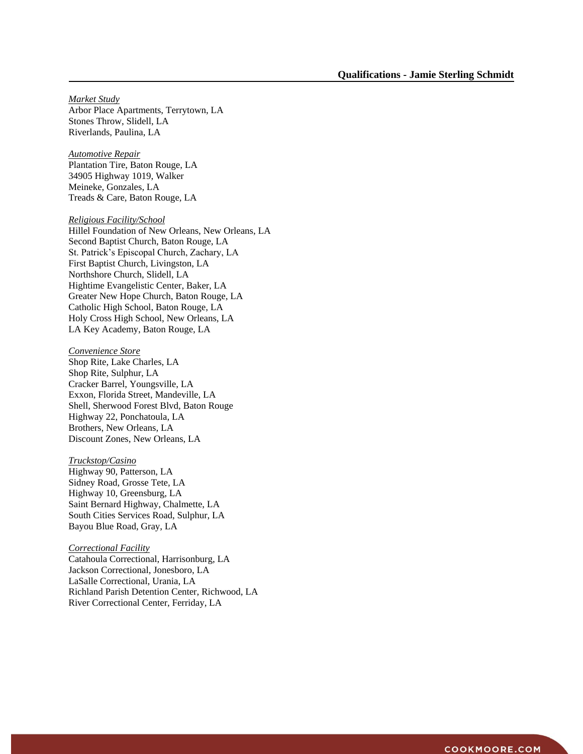*Market Study*
Arbor Place Apartments, Terrytown, LA
Stones Throw, Slidell, LA
Riverlands, Paulina, LA

*Automotive Repair*
Plantation Tire, Baton Rouge, LA
34905 Highway 1019, Walker
Meineke, Gonzales, LA
Treads & Care, Baton Rouge, LA

*Religious Facility/School*
Hillel Foundation of New Orleans, New Orleans, LA
Second Baptist Church, Baton Rouge, LA
St. Patrick's Episcopal Church, Zachary, LA
First Baptist Church, Livingston, LA
Northshore Church, Slidell, LA
Hightime Evangelistic Center, Baker, LA
Greater New Hope Church, Baton Rouge, LA
Catholic High School, Baton Rouge, LA
Holy Cross High School, New Orleans, LA
LA Key Academy, Baton Rouge, LA

*Convenience Store*
Shop Rite, Lake Charles, LA
Shop Rite, Sulphur, LA
Cracker Barrel, Youngsville, LA
Exxon, Florida Street, Mandeville, LA
Shell, Sherwood Forest Blvd, Baton Rouge
Highway 22, Ponchatoula, LA
Brothers, New Orleans, LA
Discount Zones, New Orleans, LA

*Truckstop/Casino*
Highway 90, Patterson, LA
Sidney Road, Grosse Tete, LA
Highway 10, Greensburg, LA
Saint Bernard Highway, Chalmette, LA
South Cities Services Road, Sulphur, LA
Bayou Blue Road, Gray, LA

*Correctional Facility*
Catahoula Correctional, Harrisonburg, LA
Jackson Correctional, Jonesboro, LA
LaSalle Correctional, Urania, LA
Richland Parish Detention Center, Richwood, LA
River Correctional Center, Ferriday, LA